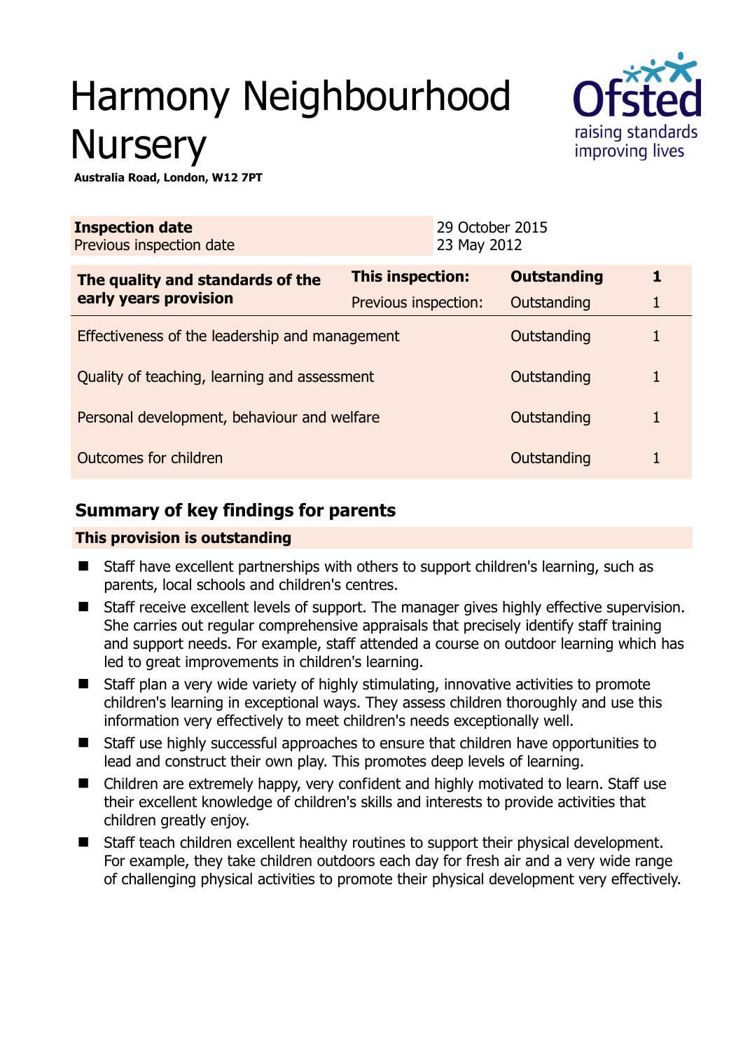# Harmony Neighbourhood Nursery

**Australia Road, London, W12 7PT**

| **Inspection date** | 29 October 2015 |
|---|---|
| Previous inspection date | 23 May 2012 |

| **The quality and standards of the early years provision** | **This inspection:** | **Outstanding** | **1** |
|---|---|---|---|
| | Previous inspection: | Outstanding | 1 |
| Effectiveness of the leadership and management | | Outstanding | 1 |
| Quality of teaching, learning and assessment | | Outstanding | 1 |
| Personal development, behaviour and welfare | | Outstanding | 1 |
| Outcomes for children | | Outstanding | 1 |

## Summary of key findings for parents

**This provision is outstanding**

- Staff have excellent partnerships with others to support children's learning, such as parents, local schools and children's centres.
- Staff receive excellent levels of support. The manager gives highly effective supervision. She carries out regular comprehensive appraisals that precisely identify staff training and support needs. For example, staff attended a course on outdoor learning which has led to great improvements in children's learning.
- Staff plan a very wide variety of highly stimulating, innovative activities to promote children's learning in exceptional ways. They assess children thoroughly and use this information very effectively to meet children's needs exceptionally well.
- Staff use highly successful approaches to ensure that children have opportunities to lead and construct their own play. This promotes deep levels of learning.
- Children are extremely happy, very confident and highly motivated to learn. Staff use their excellent knowledge of children's skills and interests to provide activities that children greatly enjoy.
- Staff teach children excellent healthy routines to support their physical development. For example, they take children outdoors each day for fresh air and a very wide range of challenging physical activities to promote their physical development very effectively.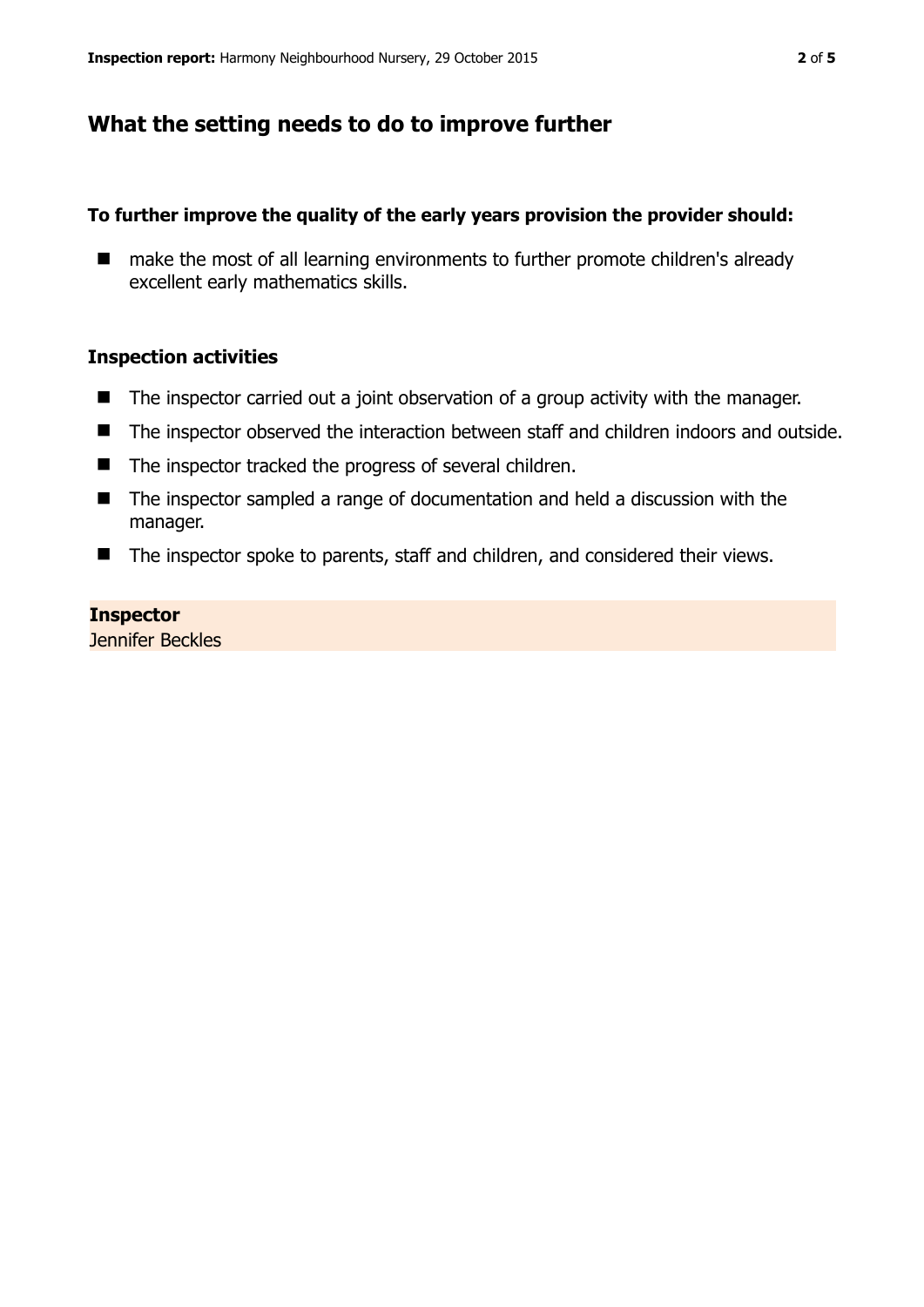## What the setting needs to do to improve further

**To further improve the quality of the early years provision the provider should:**

- make the most of all learning environments to further promote children's already excellent early mathematics skills.

### Inspection activities

- The inspector carried out a joint observation of a group activity with the manager.
- The inspector observed the interaction between staff and children indoors and outside.
- The inspector tracked the progress of several children.
- The inspector sampled a range of documentation and held a discussion with the manager.
- The inspector spoke to parents, staff and children, and considered their views.

**Inspector**
Jennifer Beckles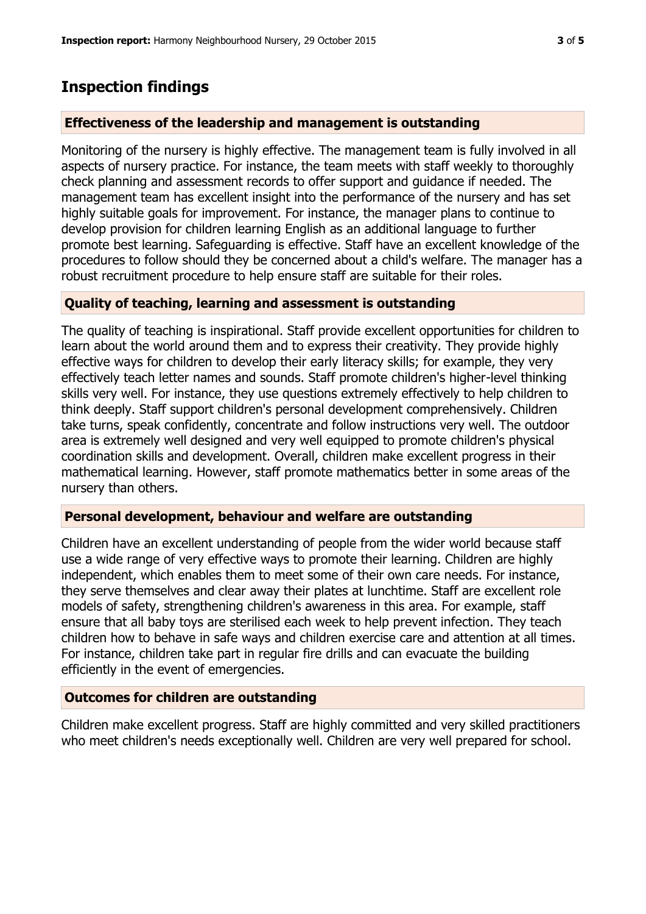## Inspection findings

### Effectiveness of the leadership and management is outstanding

Monitoring of the nursery is highly effective. The management team is fully involved in all aspects of nursery practice. For instance, the team meets with staff weekly to thoroughly check planning and assessment records to offer support and guidance if needed. The management team has excellent insight into the performance of the nursery and has set highly suitable goals for improvement. For instance, the manager plans to continue to develop provision for children learning English as an additional language to further promote best learning. Safeguarding is effective. Staff have an excellent knowledge of the procedures to follow should they be concerned about a child's welfare. The manager has a robust recruitment procedure to help ensure staff are suitable for their roles.

### Quality of teaching, learning and assessment is outstanding

The quality of teaching is inspirational. Staff provide excellent opportunities for children to learn about the world around them and to express their creativity. They provide highly effective ways for children to develop their early literacy skills; for example, they very effectively teach letter names and sounds. Staff promote children's higher-level thinking skills very well. For instance, they use questions extremely effectively to help children to think deeply. Staff support children's personal development comprehensively. Children take turns, speak confidently, concentrate and follow instructions very well. The outdoor area is extremely well designed and very well equipped to promote children's physical coordination skills and development. Overall, children make excellent progress in their mathematical learning. However, staff promote mathematics better in some areas of the nursery than others.

### Personal development, behaviour and welfare are outstanding

Children have an excellent understanding of people from the wider world because staff use a wide range of very effective ways to promote their learning. Children are highly independent, which enables them to meet some of their own care needs. For instance, they serve themselves and clear away their plates at lunchtime. Staff are excellent role models of safety, strengthening children's awareness in this area. For example, staff ensure that all baby toys are sterilised each week to help prevent infection. They teach children how to behave in safe ways and children exercise care and attention at all times. For instance, children take part in regular fire drills and can evacuate the building efficiently in the event of emergencies.

### Outcomes for children are outstanding

Children make excellent progress. Staff are highly committed and very skilled practitioners who meet children's needs exceptionally well. Children are very well prepared for school.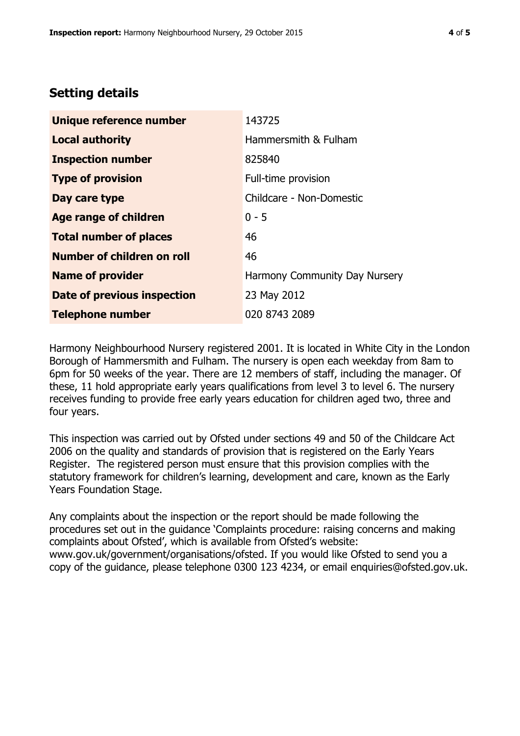## Setting details

| | |
|---|---|
| **Unique reference number** | 143725 |
| **Local authority** | Hammersmith & Fulham |
| **Inspection number** | 825840 |
| **Type of provision** | Full-time provision |
| **Day care type** | Childcare - Non-Domestic |
| **Age range of children** | 0 - 5 |
| **Total number of places** | 46 |
| **Number of children on roll** | 46 |
| **Name of provider** | Harmony Community Day Nursery |
| **Date of previous inspection** | 23 May 2012 |
| **Telephone number** | 020 8743 2089 |

Harmony Neighbourhood Nursery registered 2001. It is located in White City in the London Borough of Hammersmith and Fulham. The nursery is open each weekday from 8am to 6pm for 50 weeks of the year. There are 12 members of staff, including the manager. Of these, 11 hold appropriate early years qualifications from level 3 to level 6. The nursery receives funding to provide free early years education for children aged two, three and four years.

This inspection was carried out by Ofsted under sections 49 and 50 of the Childcare Act 2006 on the quality and standards of provision that is registered on the Early Years Register. The registered person must ensure that this provision complies with the statutory framework for children's learning, development and care, known as the Early Years Foundation Stage.

Any complaints about the inspection or the report should be made following the procedures set out in the guidance 'Complaints procedure: raising concerns and making complaints about Ofsted', which is available from Ofsted's website: www.gov.uk/government/organisations/ofsted. If you would like Ofsted to send you a copy of the guidance, please telephone 0300 123 4234, or email enquiries@ofsted.gov.uk.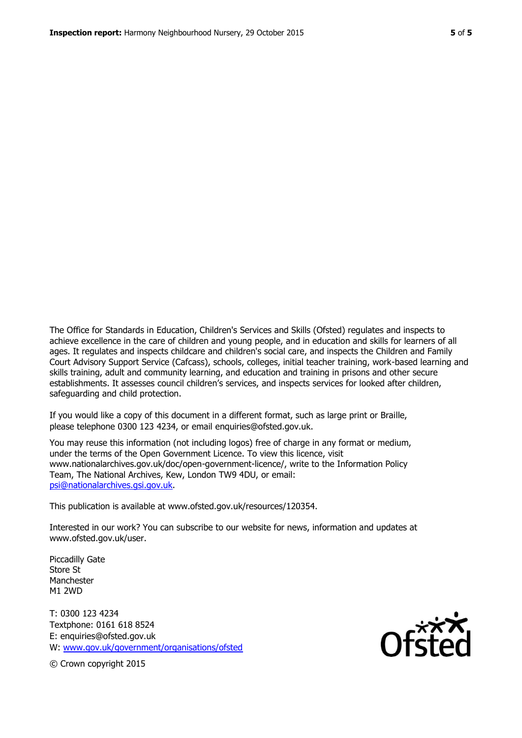The Office for Standards in Education, Children's Services and Skills (Ofsted) regulates and inspects to achieve excellence in the care of children and young people, and in education and skills for learners of all ages. It regulates and inspects childcare and children's social care, and inspects the Children and Family Court Advisory Support Service (Cafcass), schools, colleges, initial teacher training, work-based learning and skills training, adult and community learning, and education and training in prisons and other secure establishments. It assesses council children's services, and inspects services for looked after children, safeguarding and child protection.

If you would like a copy of this document in a different format, such as large print or Braille, please telephone 0300 123 4234, or email enquiries@ofsted.gov.uk.

You may reuse this information (not including logos) free of charge in any format or medium, under the terms of the Open Government Licence. To view this licence, visit www.nationalarchives.gov.uk/doc/open-government-licence/, write to the Information Policy Team, The National Archives, Kew, London TW9 4DU, or email: psi@nationalarchives.gsi.gov.uk.

This publication is available at www.ofsted.gov.uk/resources/120354.

Interested in our work? You can subscribe to our website for news, information and updates at www.ofsted.gov.uk/user.

Piccadilly Gate
Store St
Manchester
M1 2WD

T: 0300 123 4234
Textphone: 0161 618 8524
E: enquiries@ofsted.gov.uk
W: www.gov.uk/government/organisations/ofsted

© Crown copyright 2015